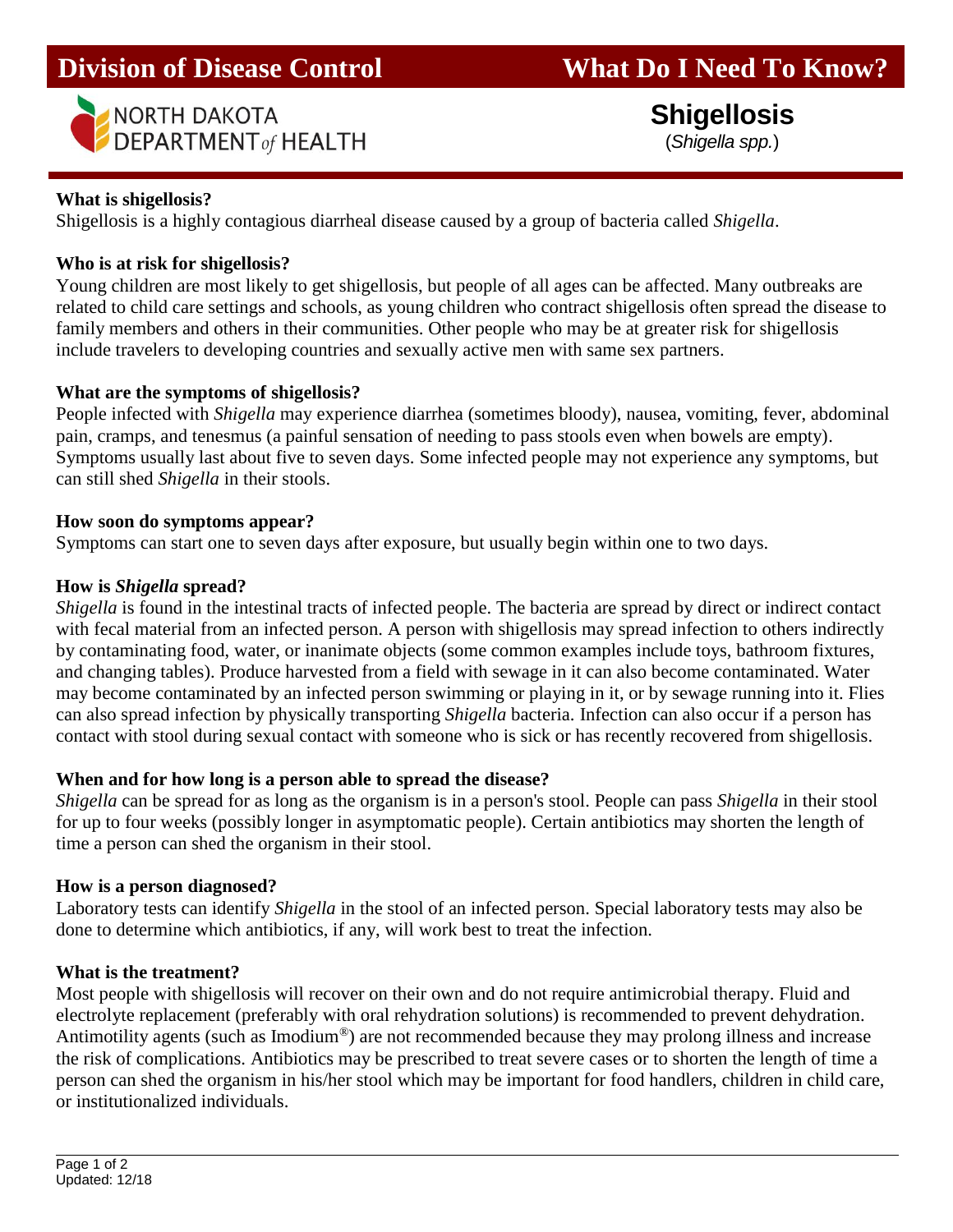# Division of Disease Control — What Do I Need To Know?

NORTH DAKOTA DEPARTMENT *of* HEALTH

## Shigellosis

(*Shigella spp.*)

**What is shigellosis?**

Shigellosis is a highly contagious diarrheal disease caused by a group of bacteria called *Shigella*.

**Who is at risk for shigellosis?**

Young children are most likely to get shigellosis, but people of all ages can be affected. Many outbreaks are related to child care settings and schools, as young children who contract shigellosis often spread the disease to family members and others in their communities. Other people who may be at greater risk for shigellosis include travelers to developing countries and sexually active men with same sex partners.

**What are the symptoms of shigellosis?**

People infected with *Shigella* may experience diarrhea (sometimes bloody), nausea, vomiting, fever, abdominal pain, cramps, and tenesmus (a painful sensation of needing to pass stools even when bowels are empty). Symptoms usually last about five to seven days. Some infected people may not experience any symptoms, but can still shed *Shigella* in their stools.

**How soon do symptoms appear?**

Symptoms can start one to seven days after exposure, but usually begin within one to two days.

**How is *Shigella* spread?**

*Shigella* is found in the intestinal tracts of infected people. The bacteria are spread by direct or indirect contact with fecal material from an infected person. A person with shigellosis may spread infection to others indirectly by contaminating food, water, or inanimate objects (some common examples include toys, bathroom fixtures, and changing tables). Produce harvested from a field with sewage in it can also become contaminated. Water may become contaminated by an infected person swimming or playing in it, or by sewage running into it. Flies can also spread infection by physically transporting *Shigella* bacteria. Infection can also occur if a person has contact with stool during sexual contact with someone who is sick or has recently recovered from shigellosis.

**When and for how long is a person able to spread the disease?**

*Shigella* can be spread for as long as the organism is in a person's stool. People can pass *Shigella* in their stool for up to four weeks (possibly longer in asymptomatic people). Certain antibiotics may shorten the length of time a person can shed the organism in their stool.

**How is a person diagnosed?**

Laboratory tests can identify *Shigella* in the stool of an infected person. Special laboratory tests may also be done to determine which antibiotics, if any, will work best to treat the infection.

**What is the treatment?**

Most people with shigellosis will recover on their own and do not require antimicrobial therapy. Fluid and electrolyte replacement (preferably with oral rehydration solutions) is recommended to prevent dehydration. Antimotility agents (such as Imodium®) are not recommended because they may prolong illness and increase the risk of complications. Antibiotics may be prescribed to treat severe cases or to shorten the length of time a person can shed the organism in his/her stool which may be important for food handlers, children in child care, or institutionalized individuals.

Updated: 12/18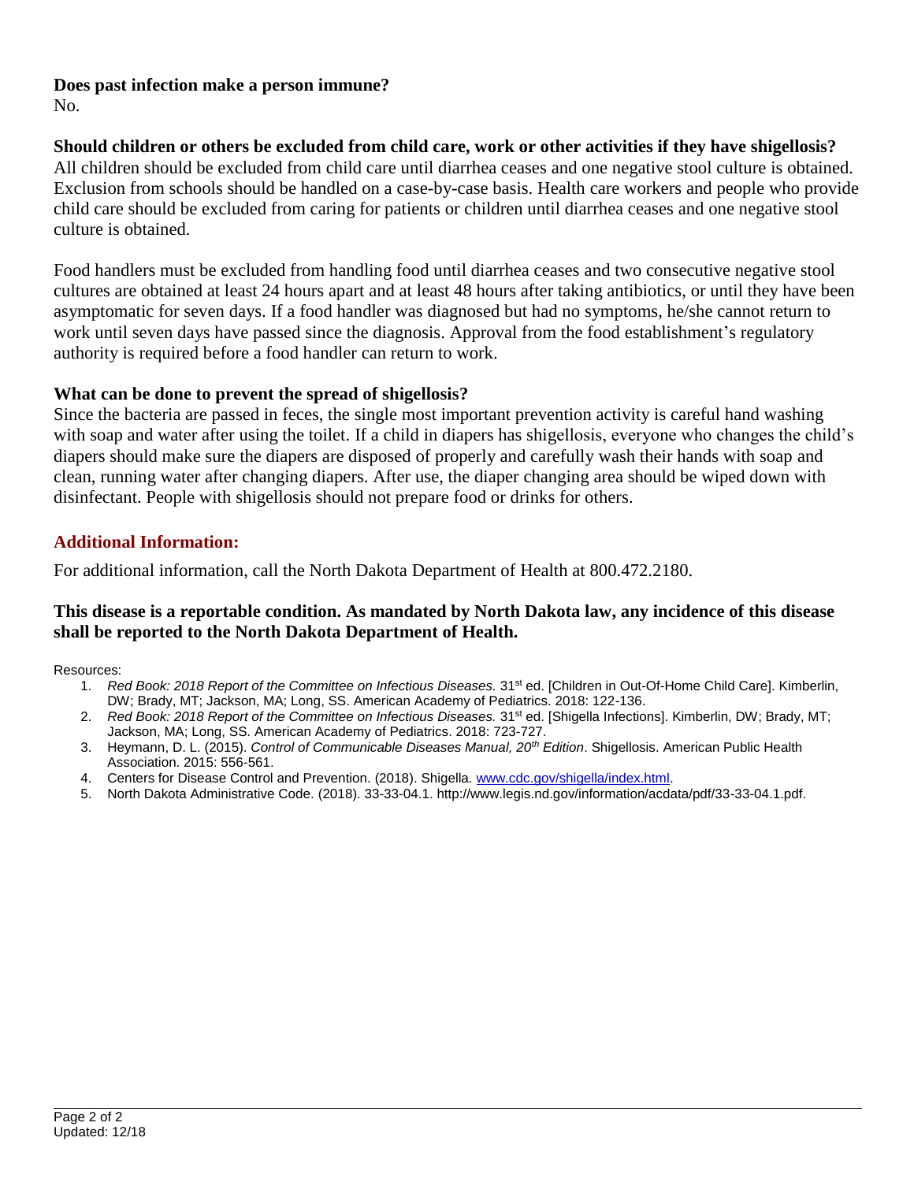**Does past infection make a person immune?**

No.

**Should children or others be excluded from child care, work or other activities if they have shigellosis?**

All children should be excluded from child care until diarrhea ceases and one negative stool culture is obtained. Exclusion from schools should be handled on a case-by-case basis. Health care workers and people who provide child care should be excluded from caring for patients or children until diarrhea ceases and one negative stool culture is obtained.

Food handlers must be excluded from handling food until diarrhea ceases and two consecutive negative stool cultures are obtained at least 24 hours apart and at least 48 hours after taking antibiotics, or until they have been asymptomatic for seven days. If a food handler was diagnosed but had no symptoms, he/she cannot return to work until seven days have passed since the diagnosis. Approval from the food establishment's regulatory authority is required before a food handler can return to work.

**What can be done to prevent the spread of shigellosis?**

Since the bacteria are passed in feces, the single most important prevention activity is careful hand washing with soap and water after using the toilet. If a child in diapers has shigellosis, everyone who changes the child's diapers should make sure the diapers are disposed of properly and carefully wash their hands with soap and clean, running water after changing diapers. After use, the diaper changing area should be wiped down with disinfectant. People with shigellosis should not prepare food or drinks for others.

## Additional Information:

For additional information, call the North Dakota Department of Health at 800.472.2180.

**This disease is a reportable condition. As mandated by North Dakota law, any incidence of this disease shall be reported to the North Dakota Department of Health.**

Resources:

1. *Red Book: 2018 Report of the Committee on Infectious Diseases.* 31st ed. [Children in Out-Of-Home Child Care]. Kimberlin, DW; Brady, MT; Jackson, MA; Long, SS. American Academy of Pediatrics. 2018: 122-136.
2. *Red Book: 2018 Report of the Committee on Infectious Diseases.* 31st ed. [Shigella Infections]. Kimberlin, DW; Brady, MT; Jackson, MA; Long, SS. American Academy of Pediatrics. 2018: 723-727.
3. Heymann, D. L. (2015). *Control of Communicable Diseases Manual, 20th Edition*. Shigellosis. American Public Health Association. 2015: 556-561.
4. Centers for Disease Control and Prevention. (2018). Shigella. www.cdc.gov/shigella/index.html.
5. North Dakota Administrative Code. (2018). 33-33-04.1. http://www.legis.nd.gov/information/acdata/pdf/33-33-04.1.pdf.

Updated: 12/18